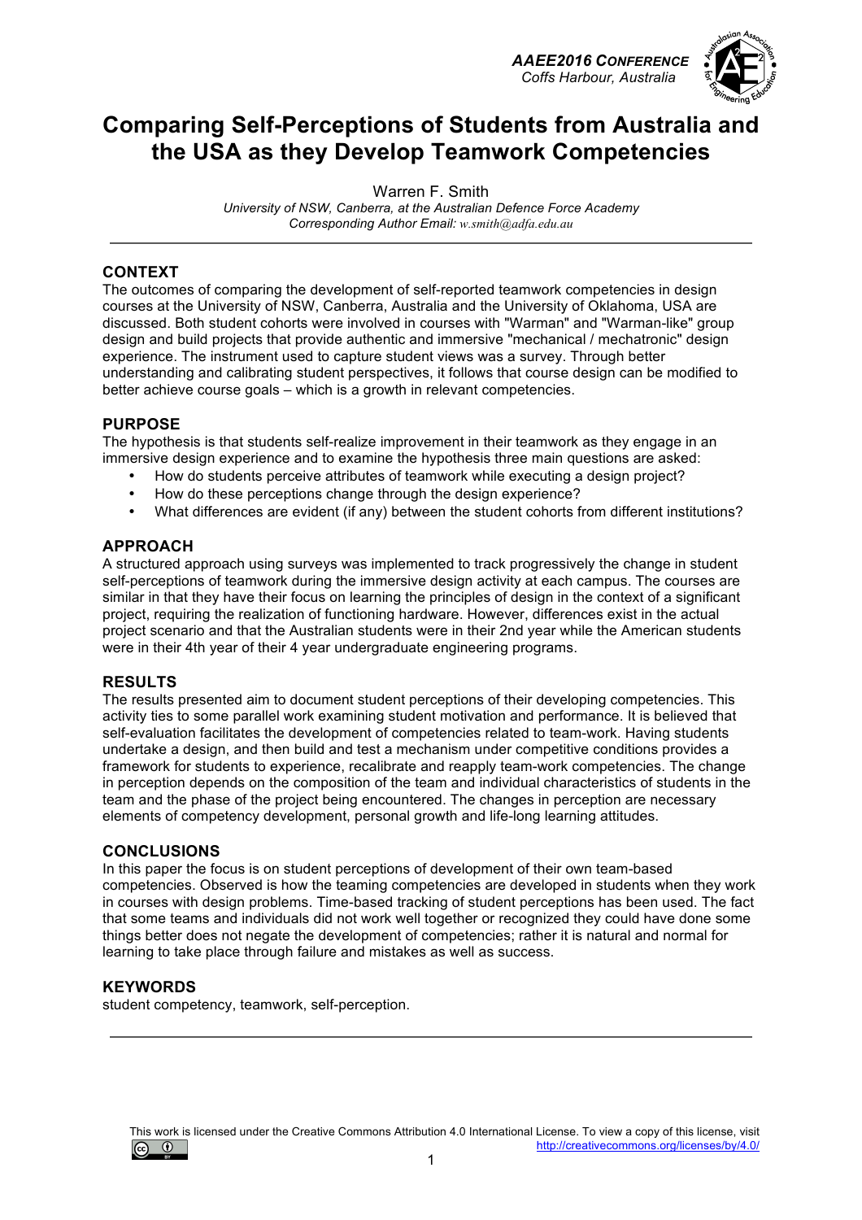# Comparing Self-Perceptions of Students from Australia and the USA as they Develop Teamwork Competencies

Warren F. Smith

*University of NSW, Canberra, at the Australian Defence Force Academy*
*Corresponding Author Email: w.smith@adfa.edu.au*

---

## CONTEXT

The outcomes of comparing the development of self-reported teamwork competencies in design courses at the University of NSW, Canberra, Australia and the University of Oklahoma, USA are discussed. Both student cohorts were involved in courses with "Warman" and "Warman-like" group design and build projects that provide authentic and immersive "mechanical / mechatronic" design experience. The instrument used to capture student views was a survey. Through better understanding and calibrating student perspectives, it follows that course design can be modified to better achieve course goals – which is a growth in relevant competencies.

## PURPOSE

The hypothesis is that students self-realize improvement in their teamwork as they engage in an immersive design experience and to examine the hypothesis three main questions are asked:

- How do students perceive attributes of teamwork while executing a design project?
- How do these perceptions change through the design experience?
- What differences are evident (if any) between the student cohorts from different institutions?

## APPROACH

A structured approach using surveys was implemented to track progressively the change in student self-perceptions of teamwork during the immersive design activity at each campus. The courses are similar in that they have their focus on learning the principles of design in the context of a significant project, requiring the realization of functioning hardware. However, differences exist in the actual project scenario and that the Australian students were in their 2nd year while the American students were in their 4th year of their 4 year undergraduate engineering programs.

## RESULTS

The results presented aim to document student perceptions of their developing competencies. This activity ties to some parallel work examining student motivation and performance. It is believed that self-evaluation facilitates the development of competencies related to team-work. Having students undertake a design, and then build and test a mechanism under competitive conditions provides a framework for students to experience, recalibrate and reapply team-work competencies. The change in perception depends on the composition of the team and individual characteristics of students in the team and the phase of the project being encountered. The changes in perception are necessary elements of competency development, personal growth and life-long learning attitudes.

## CONCLUSIONS

In this paper the focus is on student perceptions of development of their own team-based competencies. Observed is how the teaming competencies are developed in students when they work in courses with design problems. Time-based tracking of student perceptions has been used. The fact that some teams and individuals did not work well together or recognized they could have done some things better does not negate the development of competencies; rather it is natural and normal for learning to take place through failure and mistakes as well as success.

## KEYWORDS

student competency, teamwork, self-perception.

---

This work is licensed under the Creative Commons Attribution 4.0 International License. To view a copy of this license, visit http://creativecommons.org/licenses/by/4.0/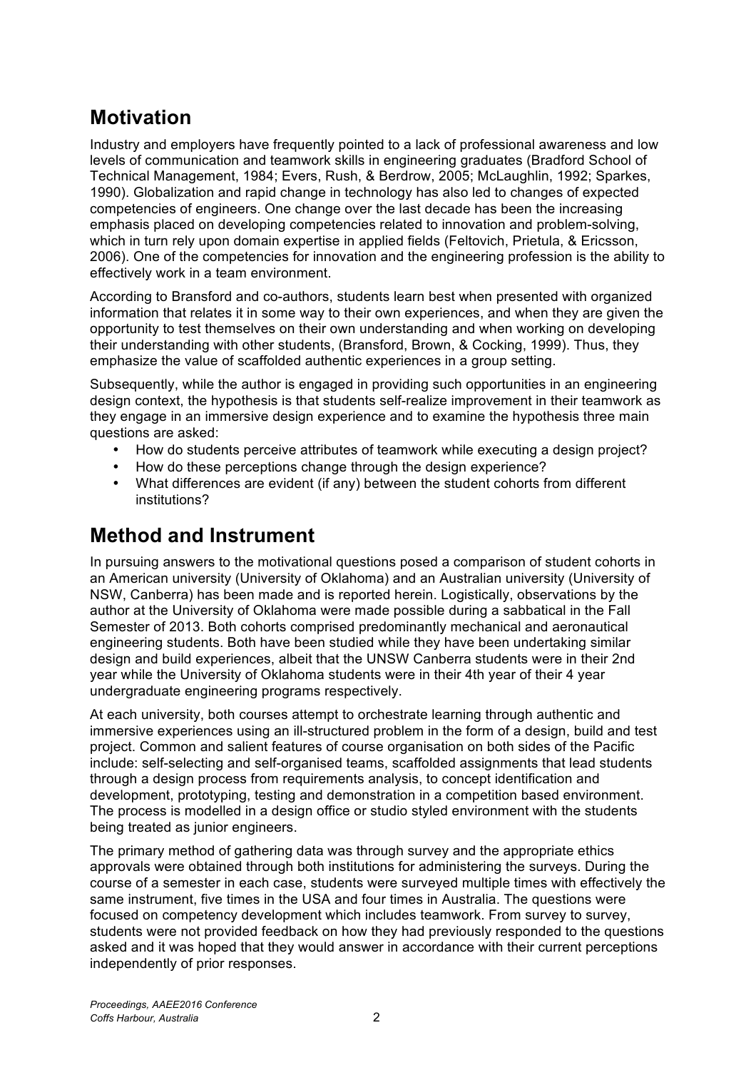## Motivation

Industry and employers have frequently pointed to a lack of professional awareness and low levels of communication and teamwork skills in engineering graduates (Bradford School of Technical Management, 1984; Evers, Rush, & Berdrow, 2005; McLaughlin, 1992; Sparkes, 1990). Globalization and rapid change in technology has also led to changes of expected competencies of engineers. One change over the last decade has been the increasing emphasis placed on developing competencies related to innovation and problem-solving, which in turn rely upon domain expertise in applied fields (Feltovich, Prietula, & Ericsson, 2006). One of the competencies for innovation and the engineering profession is the ability to effectively work in a team environment.

According to Bransford and co-authors, students learn best when presented with organized information that relates it in some way to their own experiences, and when they are given the opportunity to test themselves on their own understanding and when working on developing their understanding with other students, (Bransford, Brown, & Cocking, 1999). Thus, they emphasize the value of scaffolded authentic experiences in a group setting.

Subsequently, while the author is engaged in providing such opportunities in an engineering design context, the hypothesis is that students self-realize improvement in their teamwork as they engage in an immersive design experience and to examine the hypothesis three main questions are asked:

- How do students perceive attributes of teamwork while executing a design project?
- How do these perceptions change through the design experience?
- What differences are evident (if any) between the student cohorts from different institutions?

## Method and Instrument

In pursuing answers to the motivational questions posed a comparison of student cohorts in an American university (University of Oklahoma) and an Australian university (University of NSW, Canberra) has been made and is reported herein. Logistically, observations by the author at the University of Oklahoma were made possible during a sabbatical in the Fall Semester of 2013. Both cohorts comprised predominantly mechanical and aeronautical engineering students. Both have been studied while they have been undertaking similar design and build experiences, albeit that the UNSW Canberra students were in their 2nd year while the University of Oklahoma students were in their 4th year of their 4 year undergraduate engineering programs respectively.

At each university, both courses attempt to orchestrate learning through authentic and immersive experiences using an ill-structured problem in the form of a design, build and test project. Common and salient features of course organisation on both sides of the Pacific include: self-selecting and self-organised teams, scaffolded assignments that lead students through a design process from requirements analysis, to concept identification and development, prototyping, testing and demonstration in a competition based environment. The process is modelled in a design office or studio styled environment with the students being treated as junior engineers.

The primary method of gathering data was through survey and the appropriate ethics approvals were obtained through both institutions for administering the surveys. During the course of a semester in each case, students were surveyed multiple times with effectively the same instrument, five times in the USA and four times in Australia. The questions were focused on competency development which includes teamwork. From survey to survey, students were not provided feedback on how they had previously responded to the questions asked and it was hoped that they would answer in accordance with their current perceptions independently of prior responses.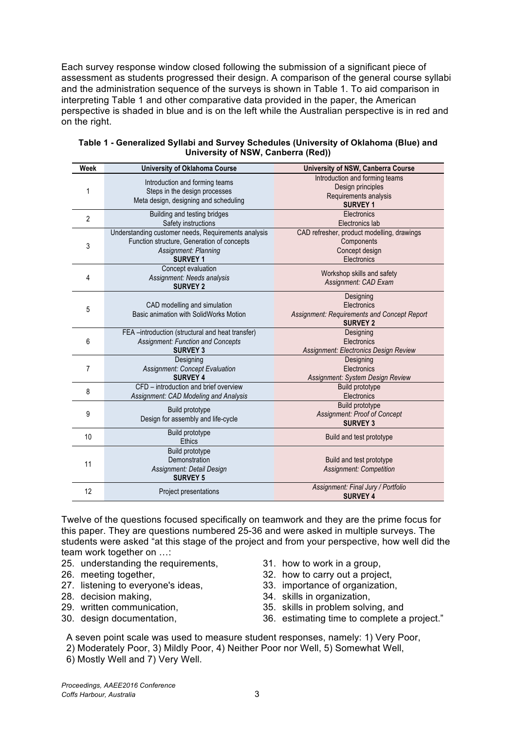Each survey response window closed following the submission of a significant piece of assessment as students progressed their design. A comparison of the general course syllabi and the administration sequence of the surveys is shown in Table 1. To aid comparison in interpreting Table 1 and other comparative data provided in the paper, the American perspective is shaded in blue and is on the left while the Australian perspective is in red and on the right.

**Table 1 - Generalized Syllabi and Survey Schedules (University of Oklahoma (Blue) and University of NSW, Canberra (Red))**

| Week | University of Oklahoma Course | University of NSW, Canberra Course |
|---|---|---|
| 1 | Introduction and forming teams<br>Steps in the design processes<br>Meta design, designing and scheduling | Introduction and forming teams<br>Design principles<br>Requirements analysis<br>**SURVEY 1** |
| 2 | Building and testing bridges<br>Safety instructions | Electronics<br>Electronics lab |
| 3 | Understanding customer needs, Requirements analysis<br>Function structure, Generation of concepts<br>*Assignment: Planning*<br>**SURVEY 1** | CAD refresher, product modelling, drawings<br>Components<br>Concept design<br>Electronics |
| 4 | Concept evaluation<br>*Assignment: Needs analysis*<br>**SURVEY 2** | Workshop skills and safety<br>*Assignment: CAD Exam* |
| 5 | CAD modelling and simulation<br>Basic animation with SolidWorks Motion | Designing<br>Electronics<br>*Assignment: Requirements and Concept Report*<br>**SURVEY 2** |
| 6 | FEA –introduction (structural and heat transfer)<br>*Assignment: Function and Concepts*<br>**SURVEY 3** | Designing<br>Electronics<br>*Assignment: Electronics Design Review* |
| 7 | Designing<br>*Assignment: Concept Evaluation*<br>**SURVEY 4** | Designing<br>Electronics<br>*Assignment: System Design Review* |
| 8 | CFD – introduction and brief overview<br>*Assignment: CAD Modeling and Analysis* | Build prototype<br>Electronics |
| 9 | Build prototype<br>Design for assembly and life-cycle | Build prototype<br>*Assignment: Proof of Concept*<br>**SURVEY 3** |
| 10 | Build prototype<br>Ethics | Build and test prototype |
| 11 | Build prototype<br>Demonstration<br>*Assignment: Detail Design*<br>**SURVEY 5** | Build and test prototype<br>*Assignment: Competition* |
| 12 | Project presentations | *Assignment: Final Jury / Portfolio*<br>**SURVEY 4** |

Twelve of the questions focused specifically on teamwork and they are the prime focus for this paper. They are questions numbered 25-36 and were asked in multiple surveys. The students were asked "at this stage of the project and from your perspective, how well did the team work together on …:

25. understanding the requirements,
26. meeting together,
27. listening to everyone's ideas,
28. decision making,
29. written communication,
30. design documentation,
31. how to work in a group,
32. how to carry out a project,
33. importance of organization,
34. skills in organization,
35. skills in problem solving, and
36. estimating time to complete a project."

A seven point scale was used to measure student responses, namely: 1) Very Poor, 2) Moderately Poor, 3) Mildly Poor, 4) Neither Poor nor Well, 5) Somewhat Well, 6) Mostly Well and 7) Very Well.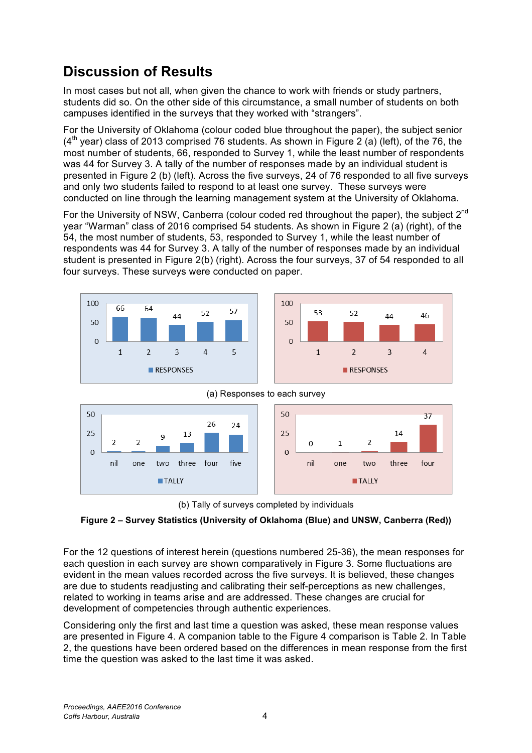## Discussion of Results

In most cases but not all, when given the chance to work with friends or study partners, students did so. On the other side of this circumstance, a small number of students on both campuses identified in the surveys that they worked with "strangers".

For the University of Oklahoma (colour coded blue throughout the paper), the subject senior (4th year) class of 2013 comprised 76 students. As shown in Figure 2 (a) (left), of the 76, the most number of students, 66, responded to Survey 1, while the least number of respondents was 44 for Survey 3. A tally of the number of responses made by an individual student is presented in Figure 2 (b) (left). Across the five surveys, 24 of 76 responded to all five surveys and only two students failed to respond to at least one survey. These surveys were conducted on line through the learning management system at the University of Oklahoma.

For the University of NSW, Canberra (colour coded red throughout the paper), the subject 2nd year "Warman" class of 2016 comprised 54 students. As shown in Figure 2 (a) (right), of the 54, the most number of students, 53, responded to Survey 1, while the least number of respondents was 44 for Survey 3. A tally of the number of responses made by an individual student is presented in Figure 2(b) (right). Across the four surveys, 37 of 54 responded to all four surveys. These surveys were conducted on paper.

(a) Responses to each survey

(b) Tally of surveys completed by individuals

**Figure 2 – Survey Statistics (University of Oklahoma (Blue) and UNSW, Canberra (Red))**

For the 12 questions of interest herein (questions numbered 25-36), the mean responses for each question in each survey are shown comparatively in Figure 3. Some fluctuations are evident in the mean values recorded across the five surveys. It is believed, these changes are due to students readjusting and calibrating their self-perceptions as new challenges, related to working in teams arise and are addressed. These changes are crucial for development of competencies through authentic experiences.

Considering only the first and last time a question was asked, these mean response values are presented in Figure 4. A companion table to the Figure 4 comparison is Table 2. In Table 2, the questions have been ordered based on the differences in mean response from the first time the question was asked to the last time it was asked.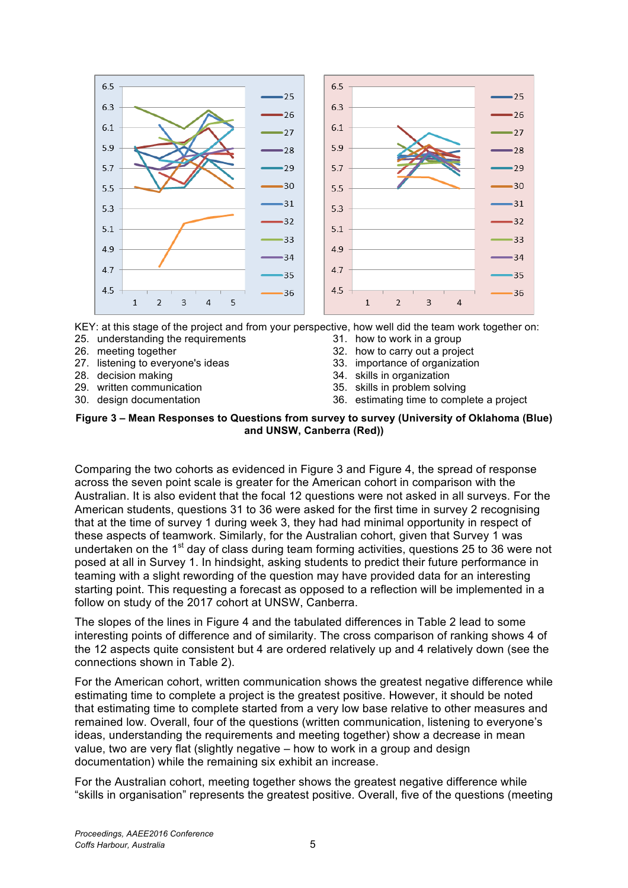KEY: at this stage of the project and from your perspective, how well did the team work together on:

25. understanding the requirements
26. meeting together
27. listening to everyone's ideas
28. decision making
29. written communication
30. design documentation
31. how to work in a group
32. how to carry out a project
33. importance of organization
34. skills in organization
35. skills in problem solving
36. estimating time to complete a project

**Figure 3 – Mean Responses to Questions from survey to survey (University of Oklahoma (Blue) and UNSW, Canberra (Red))**

Comparing the two cohorts as evidenced in Figure 3 and Figure 4, the spread of response across the seven point scale is greater for the American cohort in comparison with the Australian. It is also evident that the focal 12 questions were not asked in all surveys. For the American students, questions 31 to 36 were asked for the first time in survey 2 recognising that at the time of survey 1 during week 3, they had had minimal opportunity in respect of these aspects of teamwork. Similarly, for the Australian cohort, given that Survey 1 was undertaken on the 1st day of class during team forming activities, questions 25 to 36 were not posed at all in Survey 1. In hindsight, asking students to predict their future performance in teaming with a slight rewording of the question may have provided data for an interesting starting point. This requesting a forecast as opposed to a reflection will be implemented in a follow on study of the 2017 cohort at UNSW, Canberra.

The slopes of the lines in Figure 4 and the tabulated differences in Table 2 lead to some interesting points of difference and of similarity. The cross comparison of ranking shows 4 of the 12 aspects quite consistent but 4 are ordered relatively up and 4 relatively down (see the connections shown in Table 2).

For the American cohort, written communication shows the greatest negative difference while estimating time to complete a project is the greatest positive. However, it should be noted that estimating time to complete started from a very low base relative to other measures and remained low. Overall, four of the questions (written communication, listening to everyone's ideas, understanding the requirements and meeting together) show a decrease in mean value, two are very flat (slightly negative – how to work in a group and design documentation) while the remaining six exhibit an increase.

For the Australian cohort, meeting together shows the greatest negative difference while "skills in organisation" represents the greatest positive. Overall, five of the questions (meeting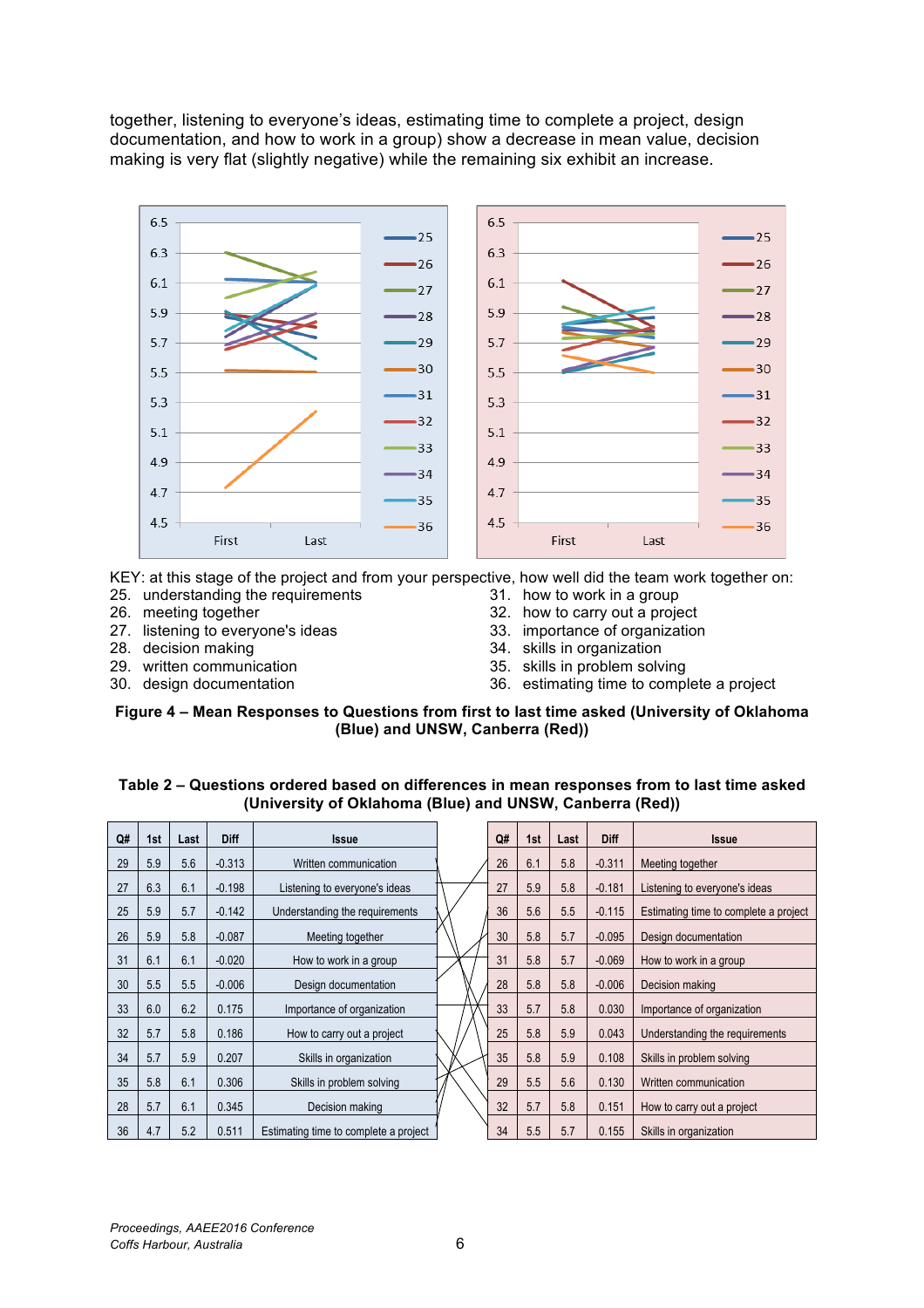together, listening to everyone's ideas, estimating time to complete a project, design documentation, and how to work in a group) show a decrease in mean value, decision making is very flat (slightly negative) while the remaining six exhibit an increase.

KEY: at this stage of the project and from your perspective, how well did the team work together on:

25. understanding the requirements
26. meeting together
27. listening to everyone's ideas
28. decision making
29. written communication
30. design documentation
31. how to work in a group
32. how to carry out a project
33. importance of organization
34. skills in organization
35. skills in problem solving
36. estimating time to complete a project

**Figure 4 – Mean Responses to Questions from first to last time asked (University of Oklahoma (Blue) and UNSW, Canberra (Red))**

**Table 2 – Questions ordered based on differences in mean responses from to last time asked (University of Oklahoma (Blue) and UNSW, Canberra (Red))**

| Q# | 1st | Last | Diff | Issue |
|---|---|---|---|---|
| 29 | 5.9 | 5.6 | -0.313 | Written communication |
| 27 | 6.3 | 6.1 | -0.198 | Listening to everyone's ideas |
| 25 | 5.9 | 5.7 | -0.142 | Understanding the requirements |
| 26 | 5.9 | 5.8 | -0.087 | Meeting together |
| 31 | 6.1 | 6.1 | -0.020 | How to carry out a group |
| 30 | 5.5 | 5.5 | -0.006 | Design documentation |
| 33 | 6.0 | 6.2 | 0.175 | Importance of organization |
| 32 | 5.7 | 5.8 | 0.186 | How to carry out a project |
| 34 | 5.7 | 5.9 | 0.207 | Skills in organization |
| 35 | 5.8 | 6.1 | 0.306 | Skills in problem solving |
| 28 | 5.7 | 6.1 | 0.345 | Decision making |
| 36 | 4.7 | 5.2 | 0.511 | Estimating time to complete a project |

| Q# | 1st | Last | Diff | Issue |
|---|---|---|---|---|
| 26 | 6.1 | 5.8 | -0.311 | Meeting together |
| 27 | 5.9 | 5.8 | -0.181 | Listening to everyone's ideas |
| 36 | 5.6 | 5.5 | -0.115 | Estimating time to complete a project |
| 30 | 5.8 | 5.7 | -0.095 | Design documentation |
| 31 | 5.8 | 5.7 | -0.069 | How to work in a group |
| 28 | 5.8 | 5.8 | -0.006 | Decision making |
| 33 | 5.7 | 5.8 | 0.030 | Importance of organization |
| 25 | 5.8 | 5.9 | 0.043 | Understanding the requirements |
| 35 | 5.8 | 5.9 | 0.108 | Skills in problem solving |
| 29 | 5.5 | 5.6 | 0.130 | Written communication |
| 32 | 5.7 | 5.8 | 0.151 | How to carry out a project |
| 34 | 5.5 | 5.7 | 0.155 | Skills in organization |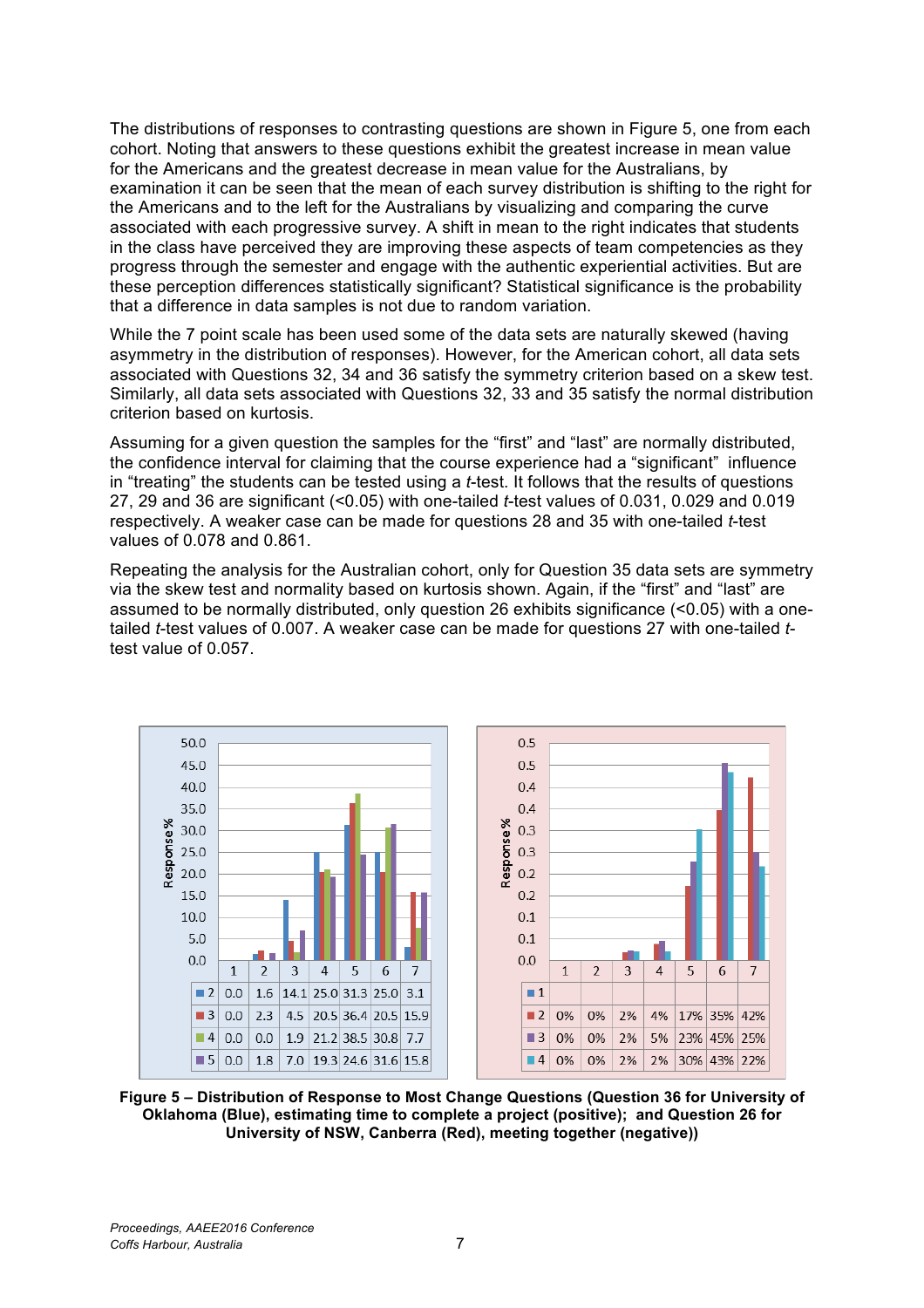The distributions of responses to contrasting questions are shown in Figure 5, one from each cohort. Noting that answers to these questions exhibit the greatest increase in mean value for the Americans and the greatest decrease in mean value for the Australians, by examination it can be seen that the mean of each survey distribution is shifting to the right for the Americans and to the left for the Australians by visualizing and comparing the curve associated with each progressive survey. A shift in mean to the right indicates that students in the class have perceived they are improving these aspects of team competencies as they progress through the semester and engage with the authentic experiential activities. But are these perception differences statistically significant? Statistical significance is the probability that a difference in data samples is not due to random variation.

While the 7 point scale has been used some of the data sets are naturally skewed (having asymmetry in the distribution of responses). However, for the American cohort, all data sets associated with Questions 32, 34 and 36 satisfy the symmetry criterion based on a skew test. Similarly, all data sets associated with Questions 32, 33 and 35 satisfy the normal distribution criterion based on kurtosis.

Assuming for a given question the samples for the "first" and "last" are normally distributed, the confidence interval for claiming that the course experience had a "significant" influence in "treating" the students can be tested using a *t*-test. It follows that the results of questions 27, 29 and 36 are significant (<0.05) with one-tailed *t*-test values of 0.031, 0.029 and 0.019 respectively. A weaker case can be made for questions 28 and 35 with one-tailed *t*-test values of 0.078 and 0.861.

Repeating the analysis for the Australian cohort, only for Question 35 data sets are symmetry via the skew test and normality based on kurtosis shown. Again, if the "first" and "last" are assumed to be normally distributed, only question 26 exhibits significance (<0.05) with a one-tailed *t*-test values of 0.007. A weaker case can be made for questions 27 with one-tailed *t*-test value of 0.057.

| | 1 | 2 | 3 | 4 | 5 | 6 | 7 |
|---|---|---|---|---|---|---|---|
| 2 | 0.0 | 1.6 | 14.1 | 25.0 | 31.3 | 25.0 | 3.1 |
| 3 | 0.0 | 2.3 | 4.5 | 20.5 | 36.4 | 20.5 | 15.9 |
| 4 | 0.0 | 0.0 | 1.9 | 21.2 | 38.5 | 30.8 | 7.7 |
| 5 | 0.0 | 1.8 | 7.0 | 19.3 | 24.6 | 31.6 | 15.8 |

| | 1 | 2 | 3 | 4 | 5 | 6 | 7 |
|---|---|---|---|---|---|---|---|
| 1 | | | | | | | |
| 2 | 0% | 0% | 2% | 4% | 17% | 35% | 42% |
| 3 | 0% | 0% | 2% | 5% | 23% | 45% | 25% |
| 4 | 0% | 0% | 2% | 2% | 30% | 43% | 22% |

**Figure 5 – Distribution of Response to Most Change Questions (Question 36 for University of Oklahoma (Blue), estimating time to complete a project (positive); and Question 26 for University of NSW, Canberra (Red), meeting together (negative))**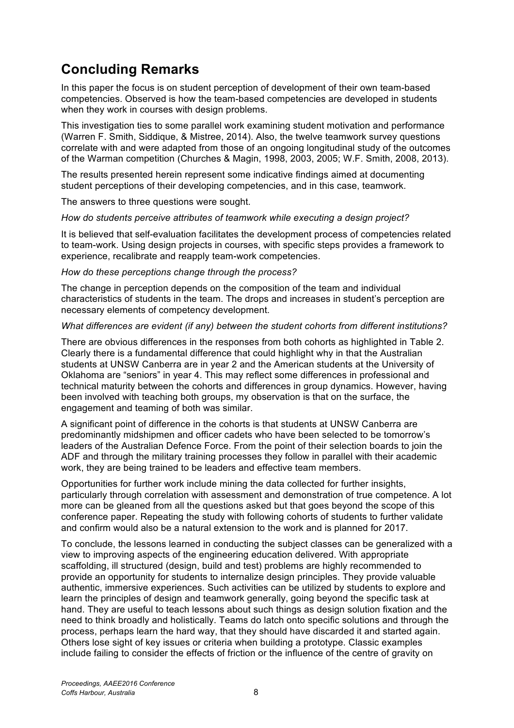## Concluding Remarks

In this paper the focus is on student perception of development of their own team-based competencies. Observed is how the team-based competencies are developed in students when they work in courses with design problems.

This investigation ties to some parallel work examining student motivation and performance (Warren F. Smith, Siddique, & Mistree, 2014). Also, the twelve teamwork survey questions correlate with and were adapted from those of an ongoing longitudinal study of the outcomes of the Warman competition (Churches & Magin, 1998, 2003, 2005; W.F. Smith, 2008, 2013).

The results presented herein represent some indicative findings aimed at documenting student perceptions of their developing competencies, and in this case, teamwork.

The answers to three questions were sought.

*How do students perceive attributes of teamwork while executing a design project?*

It is believed that self-evaluation facilitates the development process of competencies related to team-work. Using design projects in courses, with specific steps provides a framework to experience, recalibrate and reapply team-work competencies.

*How do these perceptions change through the process?*

The change in perception depends on the composition of the team and individual characteristics of students in the team. The drops and increases in student's perception are necessary elements of competency development.

*What differences are evident (if any) between the student cohorts from different institutions?*

There are obvious differences in the responses from both cohorts as highlighted in Table 2. Clearly there is a fundamental difference that could highlight why in that the Australian students at UNSW Canberra are in year 2 and the American students at the University of Oklahoma are "seniors" in year 4. This may reflect some differences in professional and technical maturity between the cohorts and differences in group dynamics. However, having been involved with teaching both groups, my observation is that on the surface, the engagement and teaming of both was similar.

A significant point of difference in the cohorts is that students at UNSW Canberra are predominantly midshipmen and officer cadets who have been selected to be tomorrow's leaders of the Australian Defence Force. From the point of their selection boards to join the ADF and through the military training processes they follow in parallel with their academic work, they are being trained to be leaders and effective team members.

Opportunities for further work include mining the data collected for further insights, particularly through correlation with assessment and demonstration of true competence. A lot more can be gleaned from all the questions asked but that goes beyond the scope of this conference paper. Repeating the study with following cohorts of students to further validate and confirm would also be a natural extension to the work and is planned for 2017.

To conclude, the lessons learned in conducting the subject classes can be generalized with a view to improving aspects of the engineering education delivered. With appropriate scaffolding, ill structured (design, build and test) problems are highly recommended to provide an opportunity for students to internalize design principles. They provide valuable authentic, immersive experiences. Such activities can be utilized by students to explore and learn the principles of design and teamwork generally, going beyond the specific task at hand. They are useful to teach lessons about such things as design solution fixation and the need to think broadly and holistically. Teams do latch onto specific solutions and through the process, perhaps learn the hard way, that they should have discarded it and started again. Others lose sight of key issues or criteria when building a prototype. Classic examples include failing to consider the effects of friction or the influence of the centre of gravity on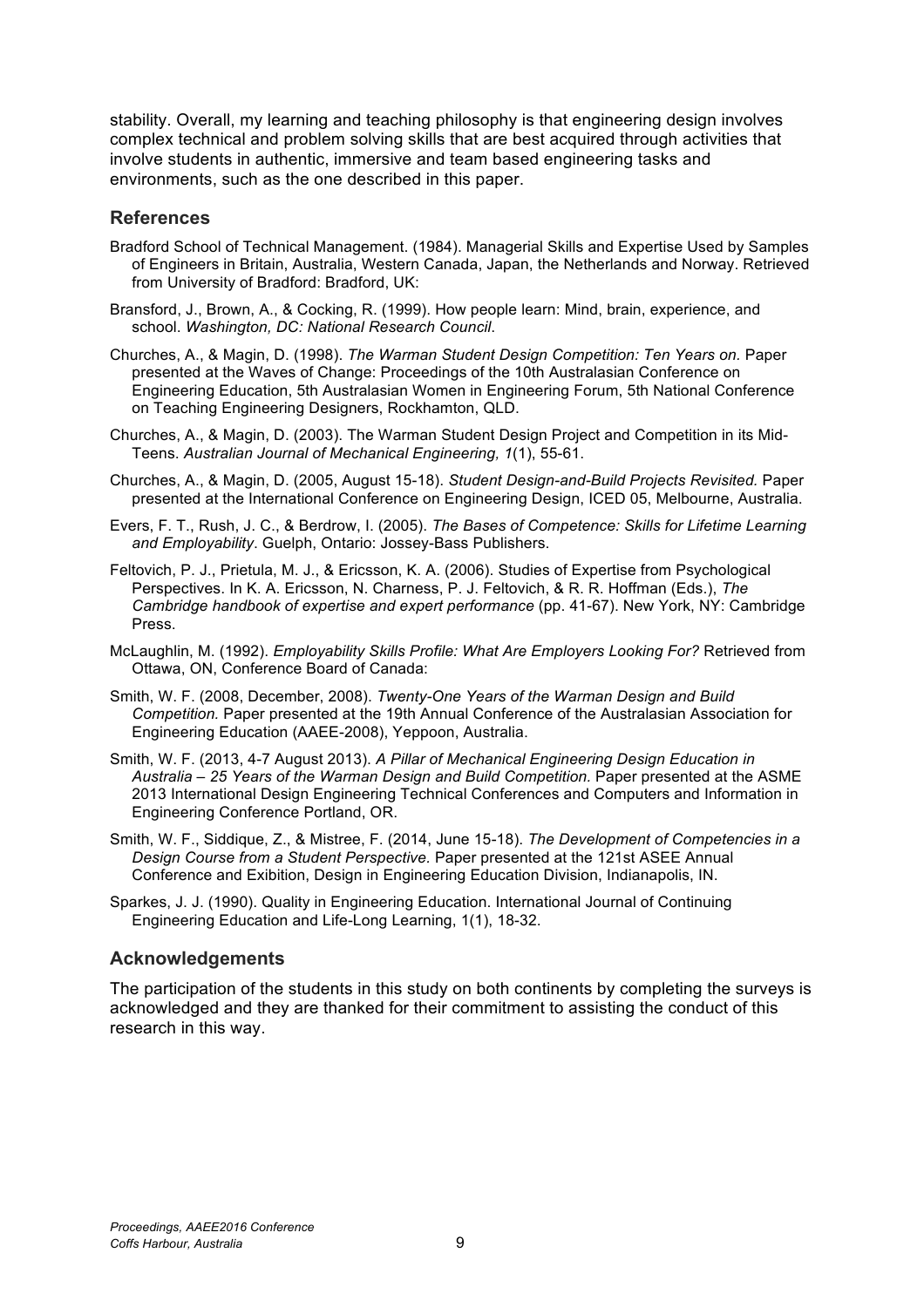stability. Overall, my learning and teaching philosophy is that engineering design involves complex technical and problem solving skills that are best acquired through activities that involve students in authentic, immersive and team based engineering tasks and environments, such as the one described in this paper.

## References

Bradford School of Technical Management. (1984). Managerial Skills and Expertise Used by Samples of Engineers in Britain, Australia, Western Canada, Japan, the Netherlands and Norway. Retrieved from University of Bradford: Bradford, UK:

Bransford, J., Brown, A., & Cocking, R. (1999). How people learn: Mind, brain, experience, and school. *Washington, DC: National Research Council*.

Churches, A., & Magin, D. (1998). *The Warman Student Design Competition: Ten Years on.* Paper presented at the Waves of Change: Proceedings of the 10th Australasian Conference on Engineering Education, 5th Australasian Women in Engineering Forum, 5th National Conference on Teaching Engineering Designers, Rockhamton, QLD.

Churches, A., & Magin, D. (2003). The Warman Student Design Project and Competition in its Mid-Teens. *Australian Journal of Mechanical Engineering, 1*(1), 55-61.

Churches, A., & Magin, D. (2005, August 15-18). *Student Design-and-Build Projects Revisited.* Paper presented at the International Conference on Engineering Design, ICED 05, Melbourne, Australia.

Evers, F. T., Rush, J. C., & Berdrow, I. (2005). *The Bases of Competence: Skills for Lifetime Learning and Employability*. Guelph, Ontario: Jossey-Bass Publishers.

Feltovich, P. J., Prietula, M. J., & Ericsson, K. A. (2006). Studies of Expertise from Psychological Perspectives. In K. A. Ericsson, N. Charness, P. J. Feltovich, & R. R. Hoffman (Eds.), *The Cambridge handbook of expertise and expert performance* (pp. 41-67). New York, NY: Cambridge Press.

McLaughlin, M. (1992). *Employability Skills Profile: What Are Employers Looking For?* Retrieved from Ottawa, ON, Conference Board of Canada:

Smith, W. F. (2008, December, 2008). *Twenty-One Years of the Warman Design and Build Competition.* Paper presented at the 19th Annual Conference of the Australasian Association for Engineering Education (AAEE-2008), Yeppoon, Australia.

Smith, W. F. (2013, 4-7 August 2013). *A Pillar of Mechanical Engineering Design Education in Australia – 25 Years of the Warman Design and Build Competition.* Paper presented at the ASME 2013 International Design Engineering Technical Conferences and Computers and Information in Engineering Conference Portland, OR.

Smith, W. F., Siddique, Z., & Mistree, F. (2014, June 15-18). *The Development of Competencies in a Design Course from a Student Perspective.* Paper presented at the 121st ASEE Annual Conference and Exibition, Design in Engineering Education Division, Indianapolis, IN.

Sparkes, J. J. (1990). Quality in Engineering Education. International Journal of Continuing Engineering Education and Life-Long Learning, 1(1), 18-32.

## Acknowledgements

The participation of the students in this study on both continents by completing the surveys is acknowledged and they are thanked for their commitment to assisting the conduct of this research in this way.